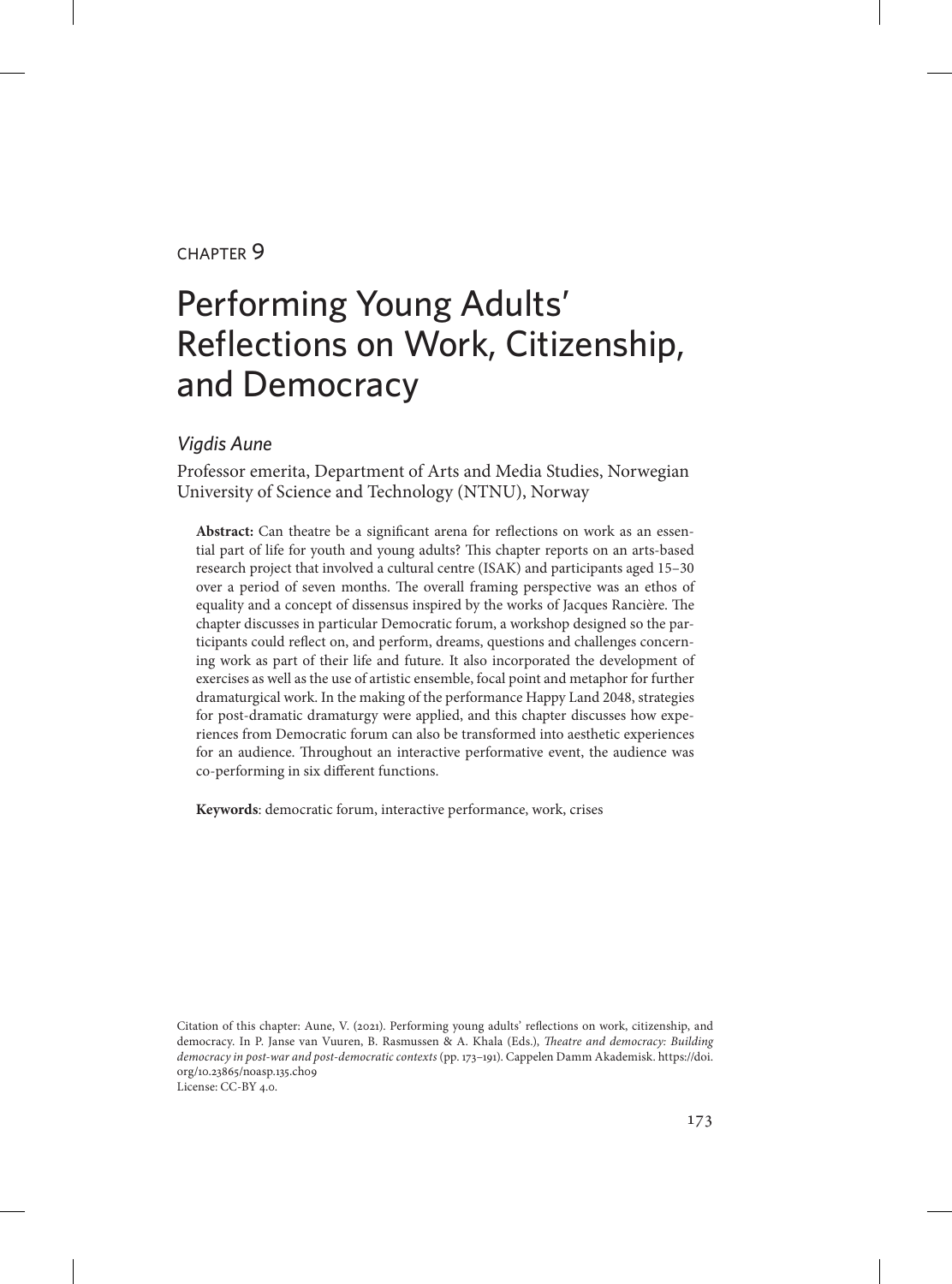CHAPTER 9

# Performing Young Adults' Reflections on Work, Citizenship, and Democracy

*Vigdis Aune*

Professor emerita, Department of Arts and Media Studies, Norwegian University of Science and Technology (NTNU), Norway

**Abstract:** Can theatre be a significant arena for reflections on work as an essential part of life for youth and young adults? This chapter reports on an arts-based research project that involved a cultural centre (ISAK) and participants aged 15–30 over a period of seven months. The overall framing perspective was an ethos of equality and a concept of dissensus inspired by the works of Jacques Rancière. The chapter discusses in particular Democratic forum, a workshop designed so the participants could reflect on, and perform, dreams, questions and challenges concerning work as part of their life and future. It also incorporated the development of exercises as well as the use of artistic ensemble, focal point and metaphor for further dramaturgical work. In the making of the performance Happy Land 2048, strategies for post-dramatic dramaturgy were applied, and this chapter discusses how experiences from Democratic forum can also be transformed into aesthetic experiences for an audience. Throughout an interactive performative event, the audience was co-performing in six different functions.

**Keywords**: democratic forum, interactive performance, work, crises

Citation of this chapter: Aune, V. (2021). Performing young adults' reflections on work, citizenship, and democracy. In P. Janse van Vuuren, B. Rasmussen & A. Khala (Eds.), *Theatre and democracy: Building democracy in post-war and post-democratic contexts* (pp. 173–191). Cappelen Damm Akademisk. https://doi.org/10.23865/noasp.135.ch09
License: CC-BY 4.0.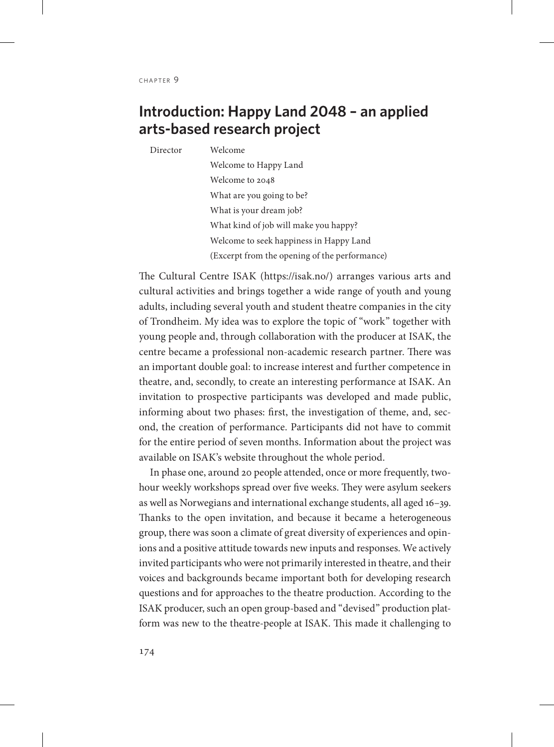CHAPTER 9

# Introduction: Happy Land 2048 – an applied arts-based research project

Director Welcome
Welcome to Happy Land
Welcome to 2048
What are you going to be?
What is your dream job?
What kind of job will make you happy?
Welcome to seek happiness in Happy Land
(Excerpt from the opening of the performance)

The Cultural Centre ISAK (https://isak.no/) arranges various arts and cultural activities and brings together a wide range of youth and young adults, including several youth and student theatre companies in the city of Trondheim. My idea was to explore the topic of "work" together with young people and, through collaboration with the producer at ISAK, the centre became a professional non-academic research partner. There was an important double goal: to increase interest and further competence in theatre, and, secondly, to create an interesting performance at ISAK. An invitation to prospective participants was developed and made public, informing about two phases: first, the investigation of theme, and, second, the creation of performance. Participants did not have to commit for the entire period of seven months. Information about the project was available on ISAK's website throughout the whole period.

In phase one, around 20 people attended, once or more frequently, two-hour weekly workshops spread over five weeks. They were asylum seekers as well as Norwegians and international exchange students, all aged 16–39. Thanks to the open invitation, and because it became a heterogeneous group, there was soon a climate of great diversity of experiences and opinions and a positive attitude towards new inputs and responses. We actively invited participants who were not primarily interested in theatre, and their voices and backgrounds became important both for developing research questions and for approaches to the theatre production. According to the ISAK producer, such an open group-based and "devised" production platform was new to the theatre-people at ISAK. This made it challenging to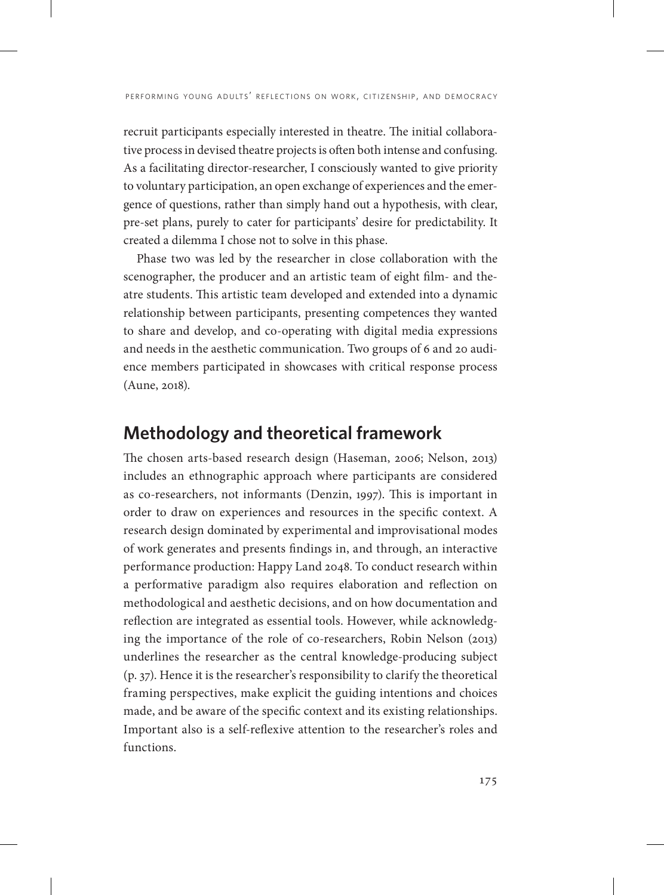recruit participants especially interested in theatre. The initial collaborative process in devised theatre projects is often both intense and confusing. As a facilitating director-researcher, I consciously wanted to give priority to voluntary participation, an open exchange of experiences and the emergence of questions, rather than simply hand out a hypothesis, with clear, pre-set plans, purely to cater for participants' desire for predictability. It created a dilemma I chose not to solve in this phase.

Phase two was led by the researcher in close collaboration with the scenographer, the producer and an artistic team of eight film- and theatre students. This artistic team developed and extended into a dynamic relationship between participants, presenting competences they wanted to share and develop, and co-operating with digital media expressions and needs in the aesthetic communication. Two groups of 6 and 20 audience members participated in showcases with critical response process (Aune, 2018).

## Methodology and theoretical framework

The chosen arts-based research design (Haseman, 2006; Nelson, 2013) includes an ethnographic approach where participants are considered as co-researchers, not informants (Denzin, 1997). This is important in order to draw on experiences and resources in the specific context. A research design dominated by experimental and improvisational modes of work generates and presents findings in, and through, an interactive performance production: Happy Land 2048. To conduct research within a performative paradigm also requires elaboration and reflection on methodological and aesthetic decisions, and on how documentation and reflection are integrated as essential tools. However, while acknowledging the importance of the role of co-researchers, Robin Nelson (2013) underlines the researcher as the central knowledge-producing subject (p. 37). Hence it is the researcher's responsibility to clarify the theoretical framing perspectives, make explicit the guiding intentions and choices made, and be aware of the specific context and its existing relationships. Important also is a self-reflexive attention to the researcher's roles and functions.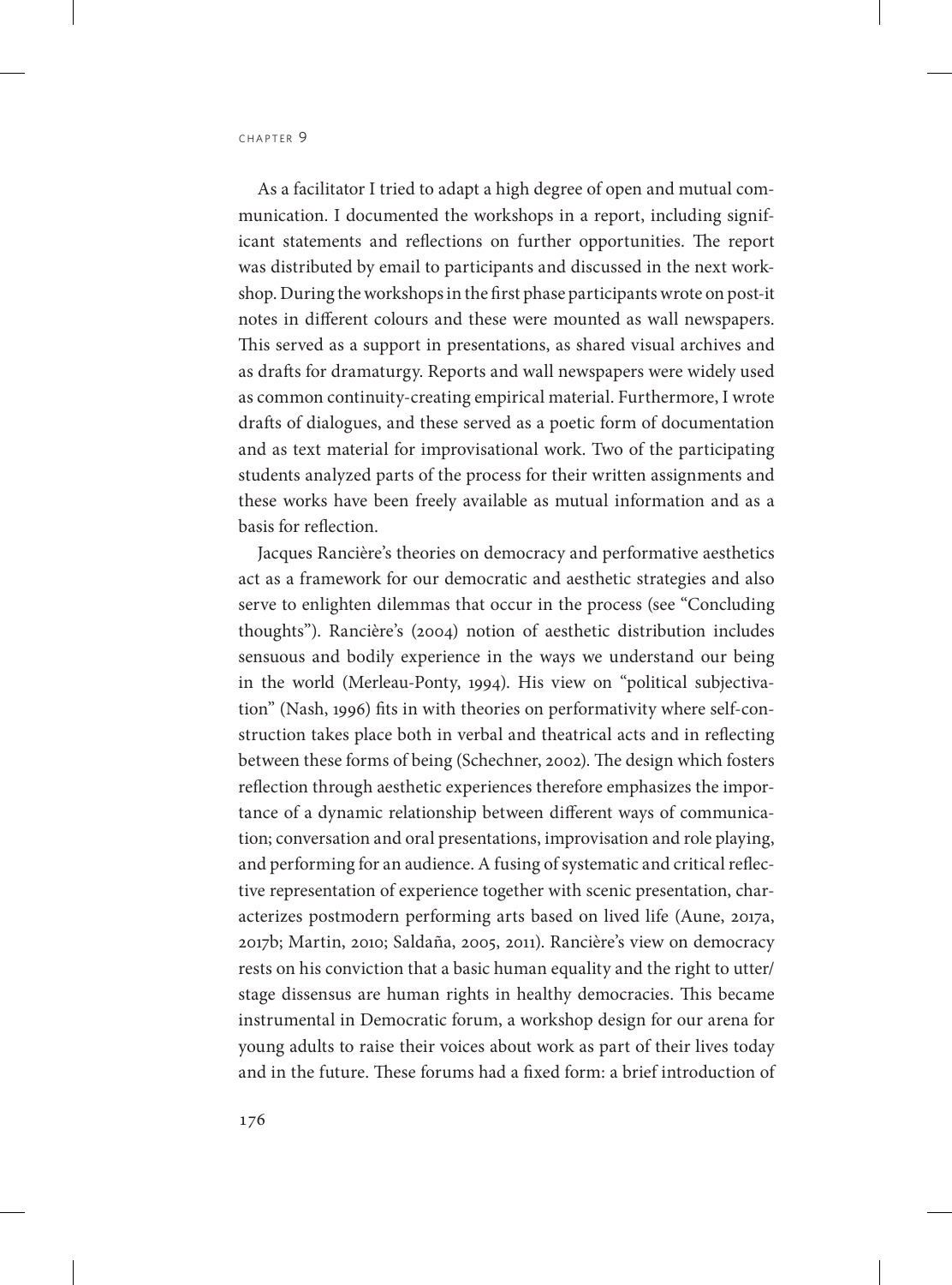As a facilitator I tried to adapt a high degree of open and mutual communication. I documented the workshops in a report, including significant statements and reflections on further opportunities. The report was distributed by email to participants and discussed in the next workshop. During the workshops in the first phase participants wrote on post-it notes in different colours and these were mounted as wall newspapers. This served as a support in presentations, as shared visual archives and as drafts for dramaturgy. Reports and wall newspapers were widely used as common continuity-creating empirical material. Furthermore, I wrote drafts of dialogues, and these served as a poetic form of documentation and as text material for improvisational work. Two of the participating students analyzed parts of the process for their written assignments and these works have been freely available as mutual information and as a basis for reflection.

Jacques Rancière's theories on democracy and performative aesthetics act as a framework for our democratic and aesthetic strategies and also serve to enlighten dilemmas that occur in the process (see "Concluding thoughts"). Rancière's (2004) notion of aesthetic distribution includes sensuous and bodily experience in the ways we understand our being in the world (Merleau-Ponty, 1994). His view on "political subjectivation" (Nash, 1996) fits in with theories on performativity where self-construction takes place both in verbal and theatrical acts and in reflecting between these forms of being (Schechner, 2002). The design which fosters reflection through aesthetic experiences therefore emphasizes the importance of a dynamic relationship between different ways of communication; conversation and oral presentations, improvisation and role playing, and performing for an audience. A fusing of systematic and critical reflective representation of experience together with scenic presentation, characterizes postmodern performing arts based on lived life (Aune, 2017a, 2017b; Martin, 2010; Saldaña, 2005, 2011). Rancière's view on democracy rests on his conviction that a basic human equality and the right to utter/stage dissensus are human rights in healthy democracies. This became instrumental in Democratic forum, a workshop design for our arena for young adults to raise their voices about work as part of their lives today and in the future. These forums had a fixed form: a brief introduction of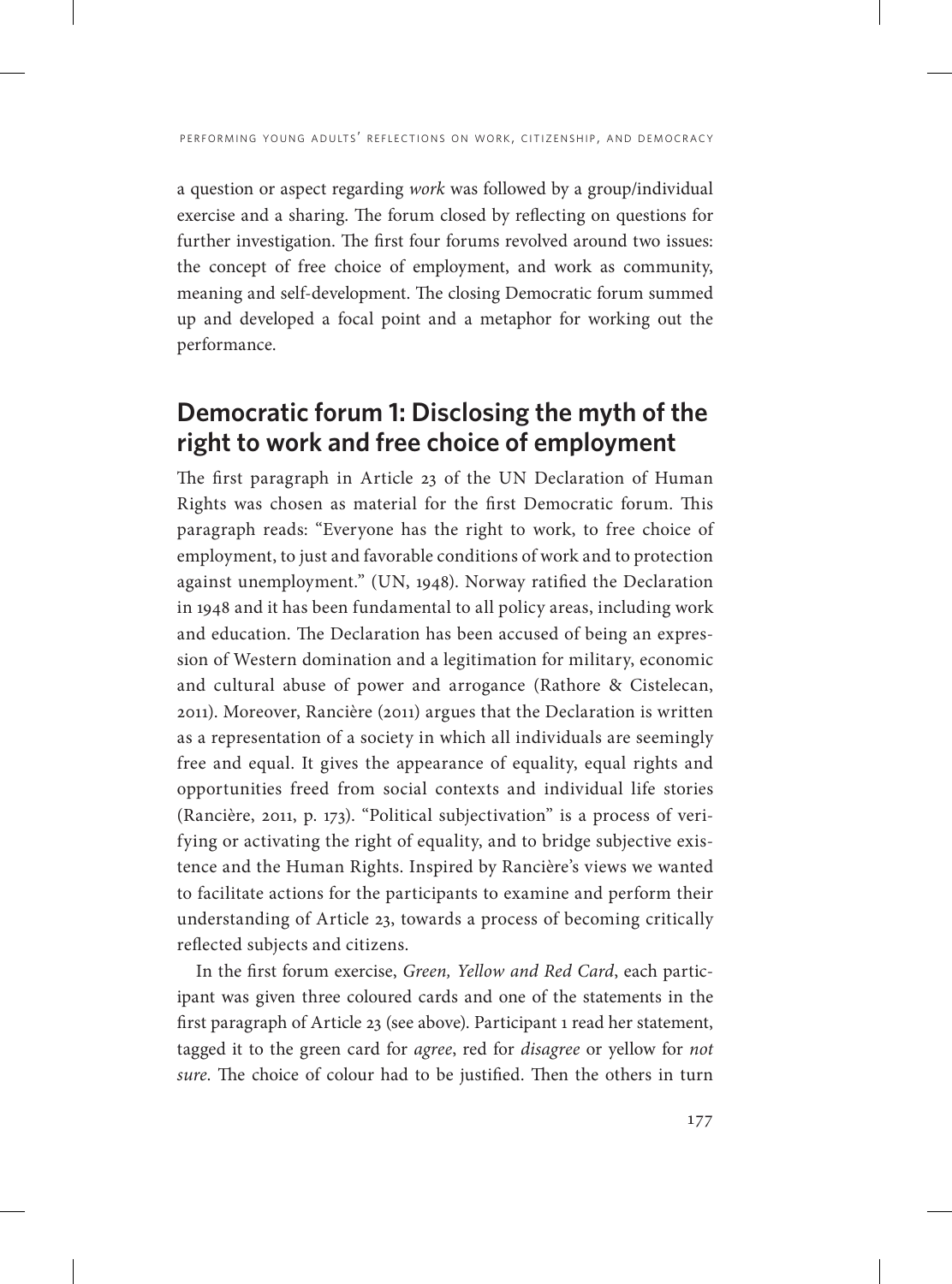a question or aspect regarding *work* was followed by a group/individual exercise and a sharing. The forum closed by reflecting on questions for further investigation. The first four forums revolved around two issues: the concept of free choice of employment, and work as community, meaning and self-development. The closing Democratic forum summed up and developed a focal point and a metaphor for working out the performance.

## Democratic forum 1: Disclosing the myth of the right to work and free choice of employment

The first paragraph in Article 23 of the UN Declaration of Human Rights was chosen as material for the first Democratic forum. This paragraph reads: "Everyone has the right to work, to free choice of employment, to just and favorable conditions of work and to protection against unemployment." (UN, 1948). Norway ratified the Declaration in 1948 and it has been fundamental to all policy areas, including work and education. The Declaration has been accused of being an expression of Western domination and a legitimation for military, economic and cultural abuse of power and arrogance (Rathore & Cistelecan, 2011). Moreover, Rancière (2011) argues that the Declaration is written as a representation of a society in which all individuals are seemingly free and equal. It gives the appearance of equality, equal rights and opportunities freed from social contexts and individual life stories (Rancière, 2011, p. 173). "Political subjectivation" is a process of verifying or activating the right of equality, and to bridge subjective existence and the Human Rights. Inspired by Rancière's views we wanted to facilitate actions for the participants to examine and perform their understanding of Article 23, towards a process of becoming critically reflected subjects and citizens.

In the first forum exercise, *Green, Yellow and Red Card*, each participant was given three coloured cards and one of the statements in the first paragraph of Article 23 (see above). Participant 1 read her statement, tagged it to the green card for *agree*, red for *disagree* or yellow for *not sure*. The choice of colour had to be justified. Then the others in turn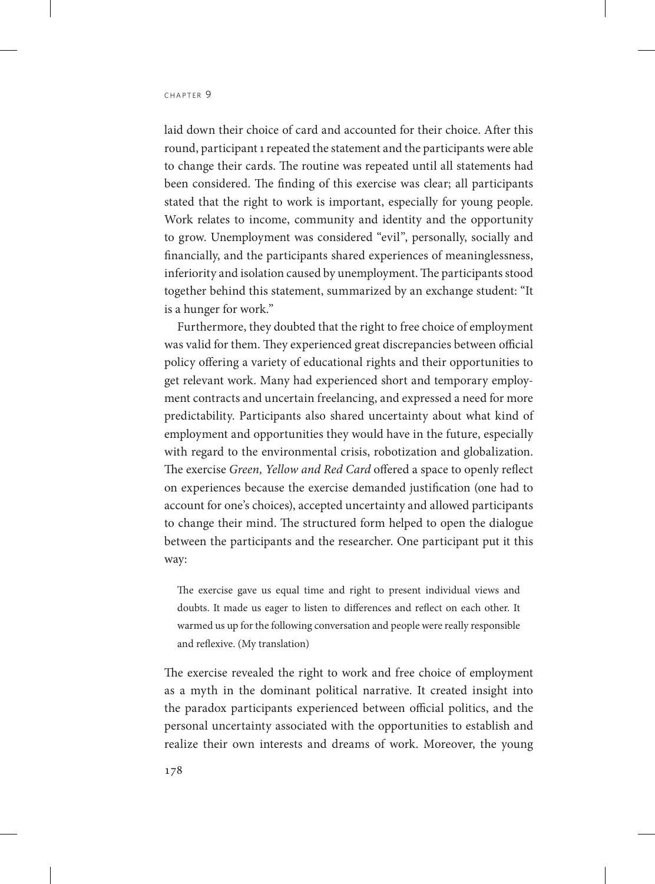laid down their choice of card and accounted for their choice. After this round, participant 1 repeated the statement and the participants were able to change their cards. The routine was repeated until all statements had been considered. The finding of this exercise was clear; all participants stated that the right to work is important, especially for young people. Work relates to income, community and identity and the opportunity to grow. Unemployment was considered "evil", personally, socially and financially, and the participants shared experiences of meaninglessness, inferiority and isolation caused by unemployment. The participants stood together behind this statement, summarized by an exchange student: "It is a hunger for work."

Furthermore, they doubted that the right to free choice of employment was valid for them. They experienced great discrepancies between official policy offering a variety of educational rights and their opportunities to get relevant work. Many had experienced short and temporary employment contracts and uncertain freelancing, and expressed a need for more predictability. Participants also shared uncertainty about what kind of employment and opportunities they would have in the future, especially with regard to the environmental crisis, robotization and globalization. The exercise *Green, Yellow and Red Card* offered a space to openly reflect on experiences because the exercise demanded justification (one had to account for one's choices), accepted uncertainty and allowed participants to change their mind. The structured form helped to open the dialogue between the participants and the researcher. One participant put it this way:

> The exercise gave us equal time and right to present individual views and doubts. It made us eager to listen to differences and reflect on each other. It warmed us up for the following conversation and people were really responsible and reflexive. (My translation)

The exercise revealed the right to work and free choice of employment as a myth in the dominant political narrative. It created insight into the paradox participants experienced between official politics, and the personal uncertainty associated with the opportunities to establish and realize their own interests and dreams of work. Moreover, the young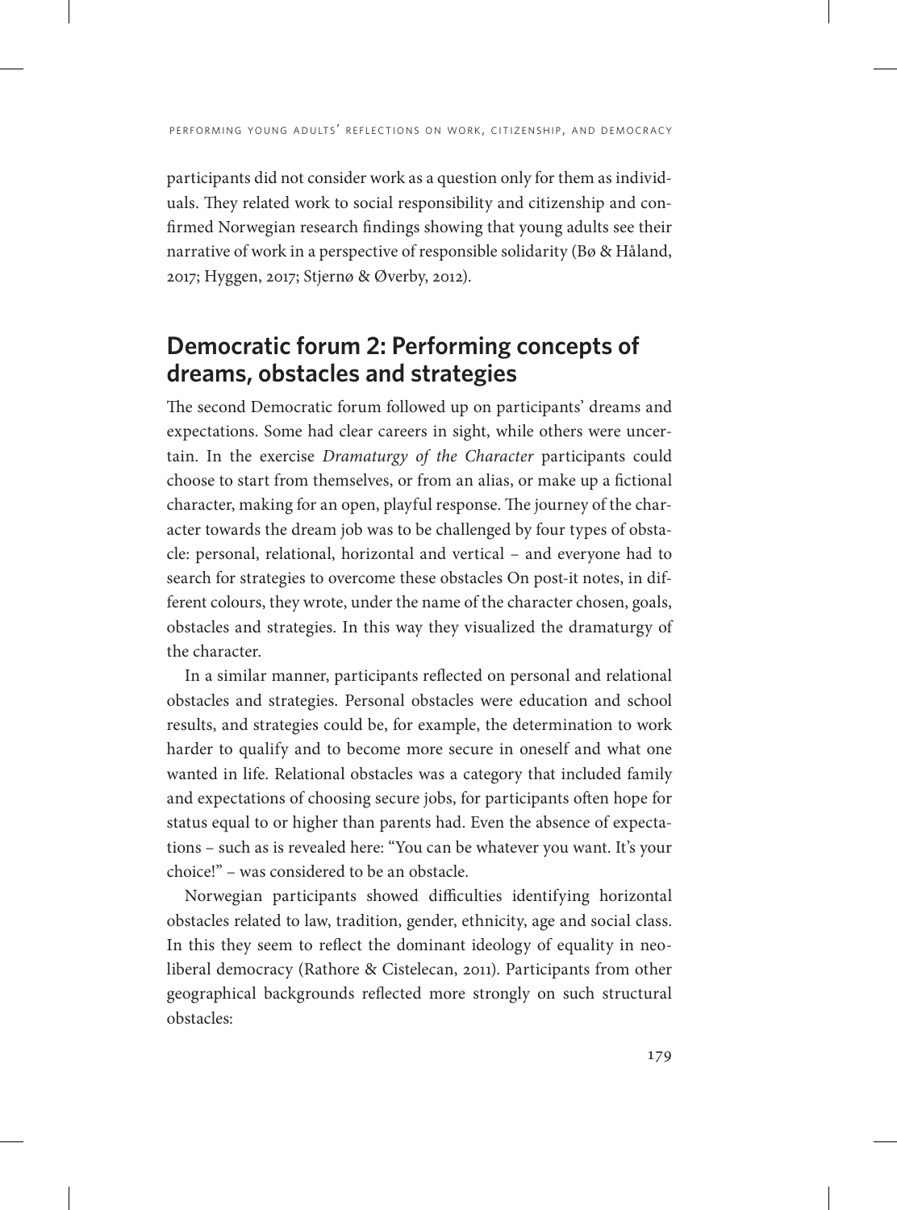participants did not consider work as a question only for them as individuals. They related work to social responsibility and citizenship and confirmed Norwegian research findings showing that young adults see their narrative of work in a perspective of responsible solidarity (Bø & Håland, 2017; Hyggen, 2017; Stjernø & Øverby, 2012).

## Democratic forum 2: Performing concepts of dreams, obstacles and strategies

The second Democratic forum followed up on participants' dreams and expectations. Some had clear careers in sight, while others were uncertain. In the exercise *Dramaturgy of the Character* participants could choose to start from themselves, or from an alias, or make up a fictional character, making for an open, playful response. The journey of the character towards the dream job was to be challenged by four types of obstacle: personal, relational, horizontal and vertical – and everyone had to search for strategies to overcome these obstacles On post-it notes, in different colours, they wrote, under the name of the character chosen, goals, obstacles and strategies. In this way they visualized the dramaturgy of the character.

In a similar manner, participants reflected on personal and relational obstacles and strategies. Personal obstacles were education and school results, and strategies could be, for example, the determination to work harder to qualify and to become more secure in oneself and what one wanted in life. Relational obstacles was a category that included family and expectations of choosing secure jobs, for participants often hope for status equal to or higher than parents had. Even the absence of expectations – such as is revealed here: "You can be whatever you want. It's your choice!" – was considered to be an obstacle.

Norwegian participants showed difficulties identifying horizontal obstacles related to law, tradition, gender, ethnicity, age and social class. In this they seem to reflect the dominant ideology of equality in neoliberal democracy (Rathore & Cistelecan, 2011). Participants from other geographical backgrounds reflected more strongly on such structural obstacles: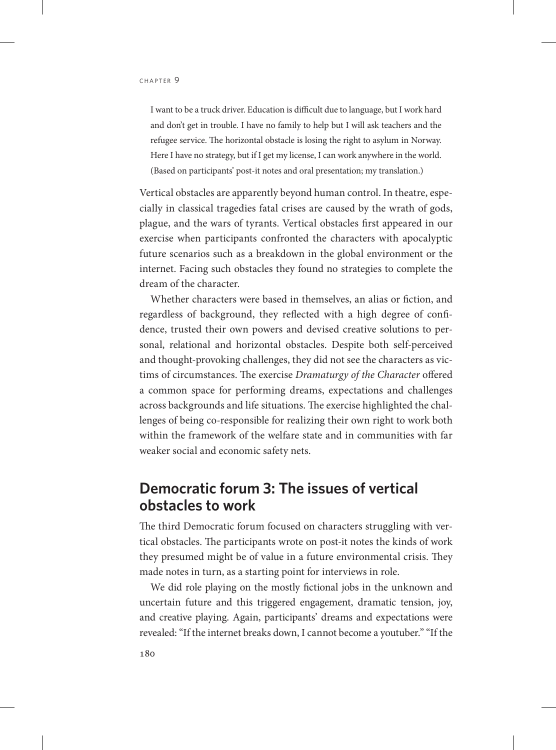> I want to be a truck driver. Education is difficult due to language, but I work hard and don't get in trouble. I have no family to help but I will ask teachers and the refugee service. The horizontal obstacle is losing the right to asylum in Norway. Here I have no strategy, but if I get my license, I can work anywhere in the world. (Based on participants' post-it notes and oral presentation; my translation.)

Vertical obstacles are apparently beyond human control. In theatre, especially in classical tragedies fatal crises are caused by the wrath of gods, plague, and the wars of tyrants. Vertical obstacles first appeared in our exercise when participants confronted the characters with apocalyptic future scenarios such as a breakdown in the global environment or the internet. Facing such obstacles they found no strategies to complete the dream of the character.

Whether characters were based in themselves, an alias or fiction, and regardless of background, they reflected with a high degree of confidence, trusted their own powers and devised creative solutions to personal, relational and horizontal obstacles. Despite both self-perceived and thought-provoking challenges, they did not see the characters as victims of circumstances. The exercise *Dramaturgy of the Character* offered a common space for performing dreams, expectations and challenges across backgrounds and life situations. The exercise highlighted the challenges of being co-responsible for realizing their own right to work both within the framework of the welfare state and in communities with far weaker social and economic safety nets.

## Democratic forum 3: The issues of vertical obstacles to work

The third Democratic forum focused on characters struggling with vertical obstacles. The participants wrote on post-it notes the kinds of work they presumed might be of value in a future environmental crisis. They made notes in turn, as a starting point for interviews in role.

We did role playing on the mostly fictional jobs in the unknown and uncertain future and this triggered engagement, dramatic tension, joy, and creative playing. Again, participants' dreams and expectations were revealed: "If the internet breaks down, I cannot become a youtuber." "If the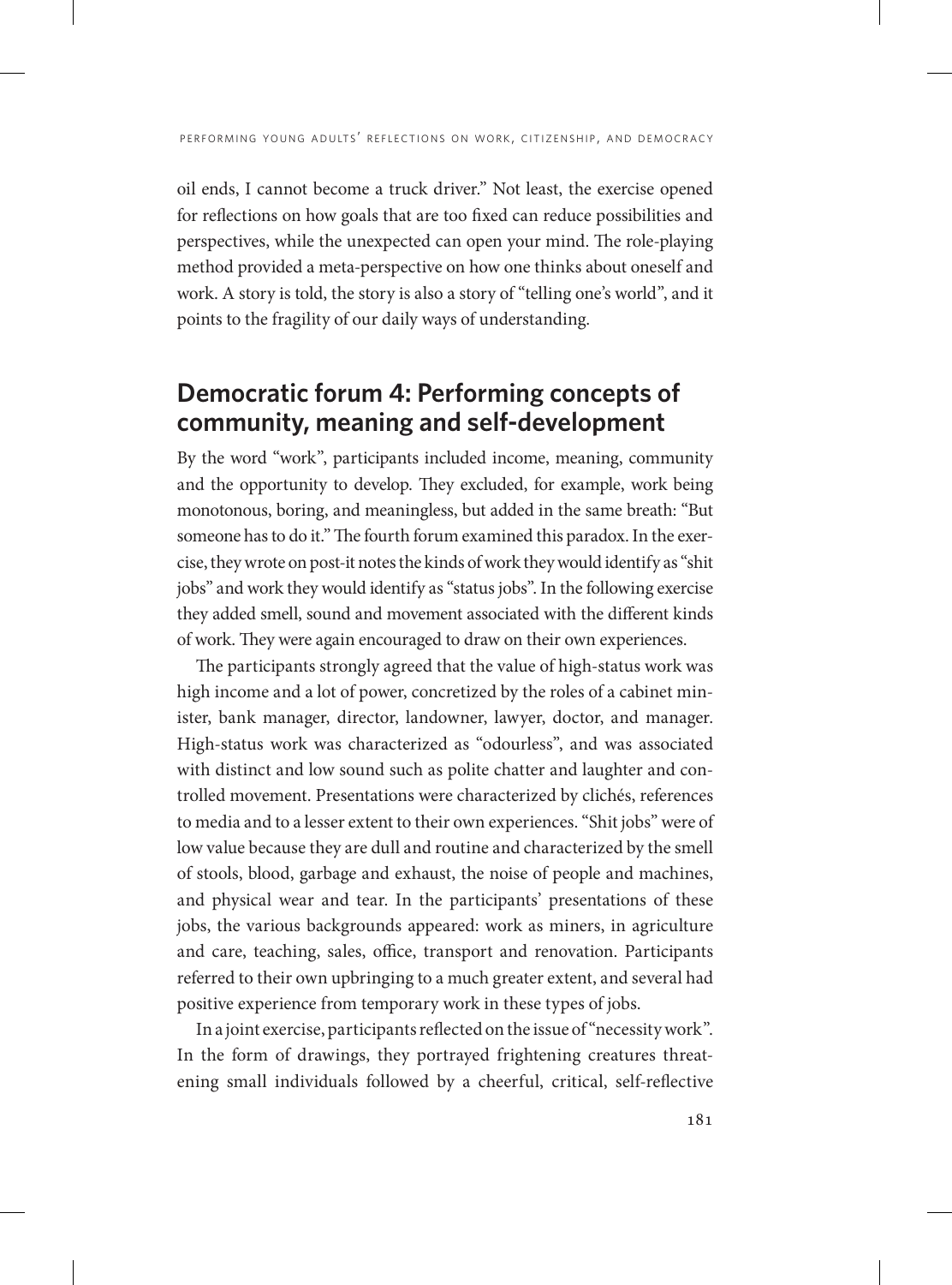oil ends, I cannot become a truck driver." Not least, the exercise opened for reflections on how goals that are too fixed can reduce possibilities and perspectives, while the unexpected can open your mind. The role-playing method provided a meta-perspective on how one thinks about oneself and work. A story is told, the story is also a story of "telling one's world", and it points to the fragility of our daily ways of understanding.

## Democratic forum 4: Performing concepts of community, meaning and self-development

By the word "work", participants included income, meaning, community and the opportunity to develop. They excluded, for example, work being monotonous, boring, and meaningless, but added in the same breath: "But someone has to do it." The fourth forum examined this paradox. In the exercise, they wrote on post-it notes the kinds of work they would identify as "shit jobs" and work they would identify as "status jobs". In the following exercise they added smell, sound and movement associated with the different kinds of work. They were again encouraged to draw on their own experiences.

The participants strongly agreed that the value of high-status work was high income and a lot of power, concretized by the roles of a cabinet minister, bank manager, director, landowner, lawyer, doctor, and manager. High-status work was characterized as "odourless", and was associated with distinct and low sound such as polite chatter and laughter and controlled movement. Presentations were characterized by clichés, references to media and to a lesser extent to their own experiences. "Shit jobs" were of low value because they are dull and routine and characterized by the smell of stools, blood, garbage and exhaust, the noise of people and machines, and physical wear and tear. In the participants' presentations of these jobs, the various backgrounds appeared: work as miners, in agriculture and care, teaching, sales, office, transport and renovation. Participants referred to their own upbringing to a much greater extent, and several had positive experience from temporary work in these types of jobs.

In a joint exercise, participants reflected on the issue of "necessity work". In the form of drawings, they portrayed frightening creatures threatening small individuals followed by a cheerful, critical, self-reflective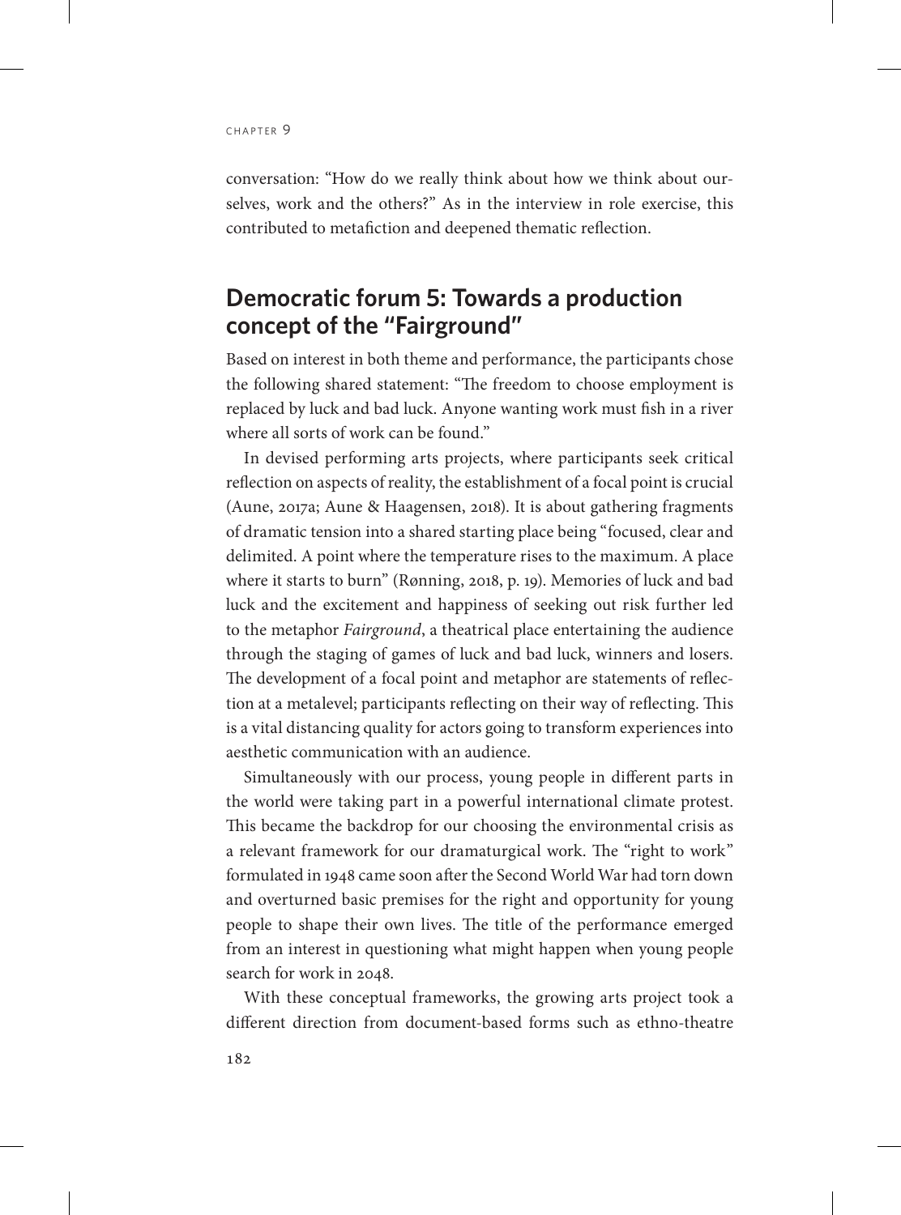conversation: "How do we really think about how we think about ourselves, work and the others?" As in the interview in role exercise, this contributed to metafiction and deepened thematic reflection.

## Democratic forum 5: Towards a production concept of the "Fairground"

Based on interest in both theme and performance, the participants chose the following shared statement: "The freedom to choose employment is replaced by luck and bad luck. Anyone wanting work must fish in a river where all sorts of work can be found."

In devised performing arts projects, where participants seek critical reflection on aspects of reality, the establishment of a focal point is crucial (Aune, 2017a; Aune & Haagensen, 2018). It is about gathering fragments of dramatic tension into a shared starting place being "focused, clear and delimited. A point where the temperature rises to the maximum. A place where it starts to burn" (Rønning, 2018, p. 19). Memories of luck and bad luck and the excitement and happiness of seeking out risk further led to the metaphor *Fairground*, a theatrical place entertaining the audience through the staging of games of luck and bad luck, winners and losers. The development of a focal point and metaphor are statements of reflection at a metalevel; participants reflecting on their way of reflecting. This is a vital distancing quality for actors going to transform experiences into aesthetic communication with an audience.

Simultaneously with our process, young people in different parts in the world were taking part in a powerful international climate protest. This became the backdrop for our choosing the environmental crisis as a relevant framework for our dramaturgical work. The "right to work" formulated in 1948 came soon after the Second World War had torn down and overturned basic premises for the right and opportunity for young people to shape their own lives. The title of the performance emerged from an interest in questioning what might happen when young people search for work in 2048.

With these conceptual frameworks, the growing arts project took a different direction from document-based forms such as ethno-theatre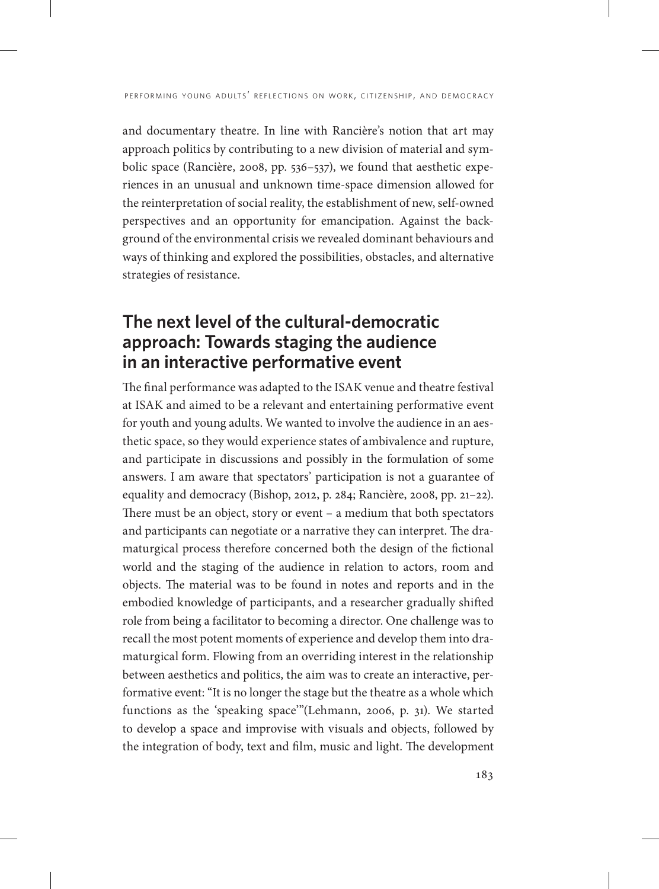and documentary theatre. In line with Rancière's notion that art may approach politics by contributing to a new division of material and symbolic space (Rancière, 2008, pp. 536–537), we found that aesthetic experiences in an unusual and unknown time-space dimension allowed for the reinterpretation of social reality, the establishment of new, self-owned perspectives and an opportunity for emancipation. Against the background of the environmental crisis we revealed dominant behaviours and ways of thinking and explored the possibilities, obstacles, and alternative strategies of resistance.

## The next level of the cultural-democratic approach: Towards staging the audience in an interactive performative event

The final performance was adapted to the ISAK venue and theatre festival at ISAK and aimed to be a relevant and entertaining performative event for youth and young adults. We wanted to involve the audience in an aesthetic space, so they would experience states of ambivalence and rupture, and participate in discussions and possibly in the formulation of some answers. I am aware that spectators' participation is not a guarantee of equality and democracy (Bishop, 2012, p. 284; Rancière, 2008, pp. 21–22). There must be an object, story or event – a medium that both spectators and participants can negotiate or a narrative they can interpret. The dramaturgical process therefore concerned both the design of the fictional world and the staging of the audience in relation to actors, room and objects. The material was to be found in notes and reports and in the embodied knowledge of participants, and a researcher gradually shifted role from being a facilitator to becoming a director. One challenge was to recall the most potent moments of experience and develop them into dramaturgical form. Flowing from an overriding interest in the relationship between aesthetics and politics, the aim was to create an interactive, performative event: "It is no longer the stage but the theatre as a whole which functions as the 'speaking space'"(Lehmann, 2006, p. 31). We started to develop a space and improvise with visuals and objects, followed by the integration of body, text and film, music and light. The development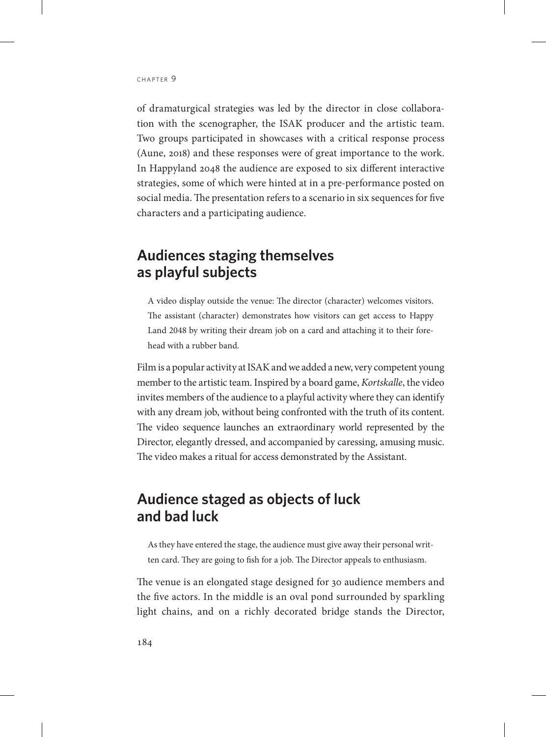of dramaturgical strategies was led by the director in close collaboration with the scenographer, the ISAK producer and the artistic team. Two groups participated in showcases with a critical response process (Aune, 2018) and these responses were of great importance to the work. In Happyland 2048 the audience are exposed to six different interactive strategies, some of which were hinted at in a pre-performance posted on social media. The presentation refers to a scenario in six sequences for five characters and a participating audience.

## Audiences staging themselves as playful subjects

> A video display outside the venue: The director (character) welcomes visitors. The assistant (character) demonstrates how visitors can get access to Happy Land 2048 by writing their dream job on a card and attaching it to their forehead with a rubber band.

Film is a popular activity at ISAK and we added a new, very competent young member to the artistic team. Inspired by a board game, *Kortskalle*, the video invites members of the audience to a playful activity where they can identify with any dream job, without being confronted with the truth of its content. The video sequence launches an extraordinary world represented by the Director, elegantly dressed, and accompanied by caressing, amusing music. The video makes a ritual for access demonstrated by the Assistant.

## Audience staged as objects of luck and bad luck

> As they have entered the stage, the audience must give away their personal written card. They are going to fish for a job. The Director appeals to enthusiasm.

The venue is an elongated stage designed for 30 audience members and the five actors. In the middle is an oval pond surrounded by sparkling light chains, and on a richly decorated bridge stands the Director,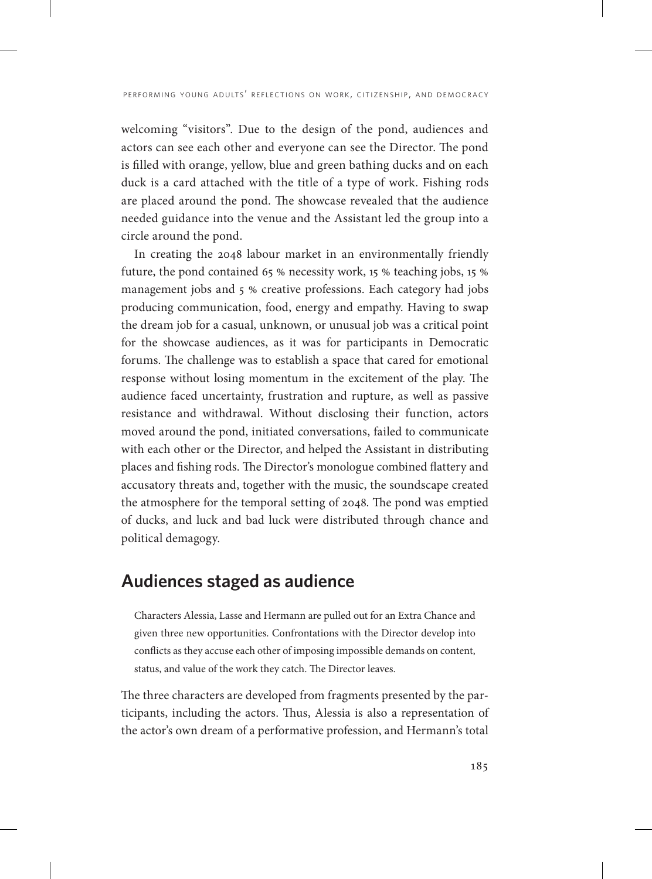welcoming "visitors". Due to the design of the pond, audiences and actors can see each other and everyone can see the Director. The pond is filled with orange, yellow, blue and green bathing ducks and on each duck is a card attached with the title of a type of work. Fishing rods are placed around the pond. The showcase revealed that the audience needed guidance into the venue and the Assistant led the group into a circle around the pond.

In creating the 2048 labour market in an environmentally friendly future, the pond contained 65 % necessity work, 15 % teaching jobs, 15 % management jobs and 5 % creative professions. Each category had jobs producing communication, food, energy and empathy. Having to swap the dream job for a casual, unknown, or unusual job was a critical point for the showcase audiences, as it was for participants in Democratic forums. The challenge was to establish a space that cared for emotional response without losing momentum in the excitement of the play. The audience faced uncertainty, frustration and rupture, as well as passive resistance and withdrawal. Without disclosing their function, actors moved around the pond, initiated conversations, failed to communicate with each other or the Director, and helped the Assistant in distributing places and fishing rods. The Director's monologue combined flattery and accusatory threats and, together with the music, the soundscape created the atmosphere for the temporal setting of 2048. The pond was emptied of ducks, and luck and bad luck were distributed through chance and political demagogy.

## Audiences staged as audience

> Characters Alessia, Lasse and Hermann are pulled out for an Extra Chance and given three new opportunities. Confrontations with the Director develop into conflicts as they accuse each other of imposing impossible demands on content, status, and value of the work they catch. The Director leaves.

The three characters are developed from fragments presented by the participants, including the actors. Thus, Alessia is also a representation of the actor's own dream of a performative profession, and Hermann's total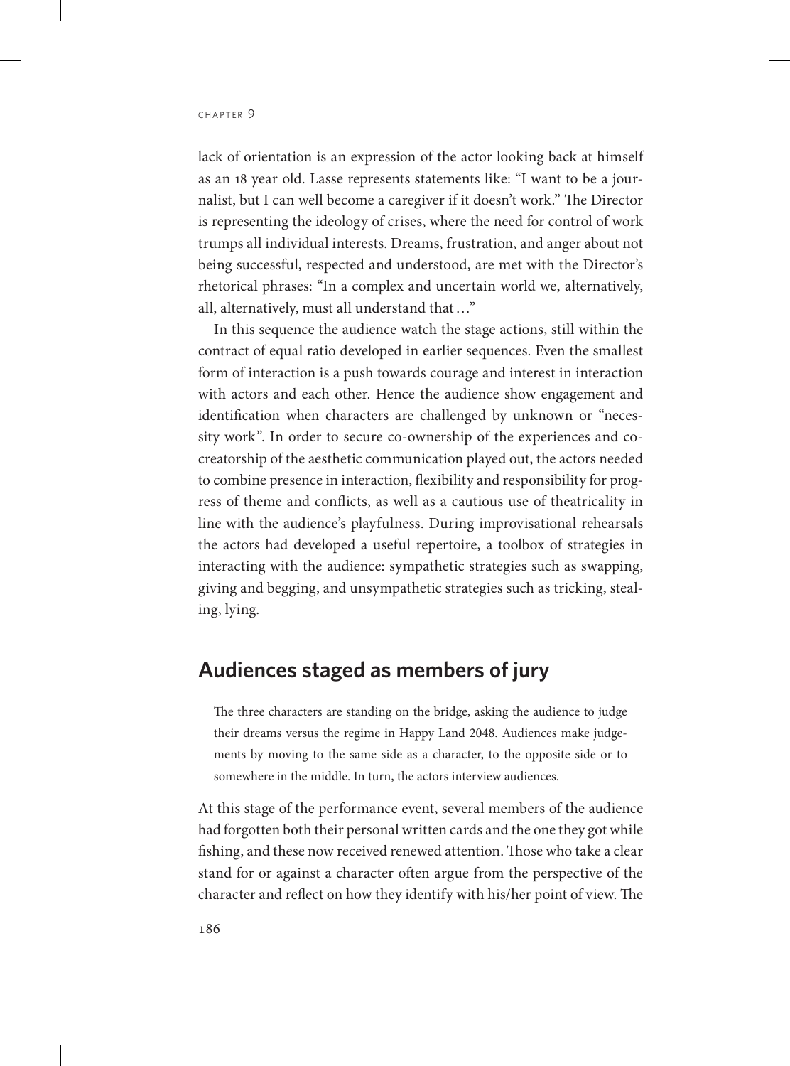lack of orientation is an expression of the actor looking back at himself as an 18 year old. Lasse represents statements like: "I want to be a journalist, but I can well become a caregiver if it doesn't work." The Director is representing the ideology of crises, where the need for control of work trumps all individual interests. Dreams, frustration, and anger about not being successful, respected and understood, are met with the Director's rhetorical phrases: "In a complex and uncertain world we, alternatively, all, alternatively, must all understand that …"

In this sequence the audience watch the stage actions, still within the contract of equal ratio developed in earlier sequences. Even the smallest form of interaction is a push towards courage and interest in interaction with actors and each other. Hence the audience show engagement and identification when characters are challenged by unknown or "necessity work". In order to secure co-ownership of the experiences and co-creatorship of the aesthetic communication played out, the actors needed to combine presence in interaction, flexibility and responsibility for progress of theme and conflicts, as well as a cautious use of theatricality in line with the audience's playfulness. During improvisational rehearsals the actors had developed a useful repertoire, a toolbox of strategies in interacting with the audience: sympathetic strategies such as swapping, giving and begging, and unsympathetic strategies such as tricking, stealing, lying.

## Audiences staged as members of jury

> The three characters are standing on the bridge, asking the audience to judge their dreams versus the regime in Happy Land 2048. Audiences make judgements by moving to the same side as a character, to the opposite side or to somewhere in the middle. In turn, the actors interview audiences.

At this stage of the performance event, several members of the audience had forgotten both their personal written cards and the one they got while fishing, and these now received renewed attention. Those who take a clear stand for or against a character often argue from the perspective of the character and reflect on how they identify with his/her point of view. The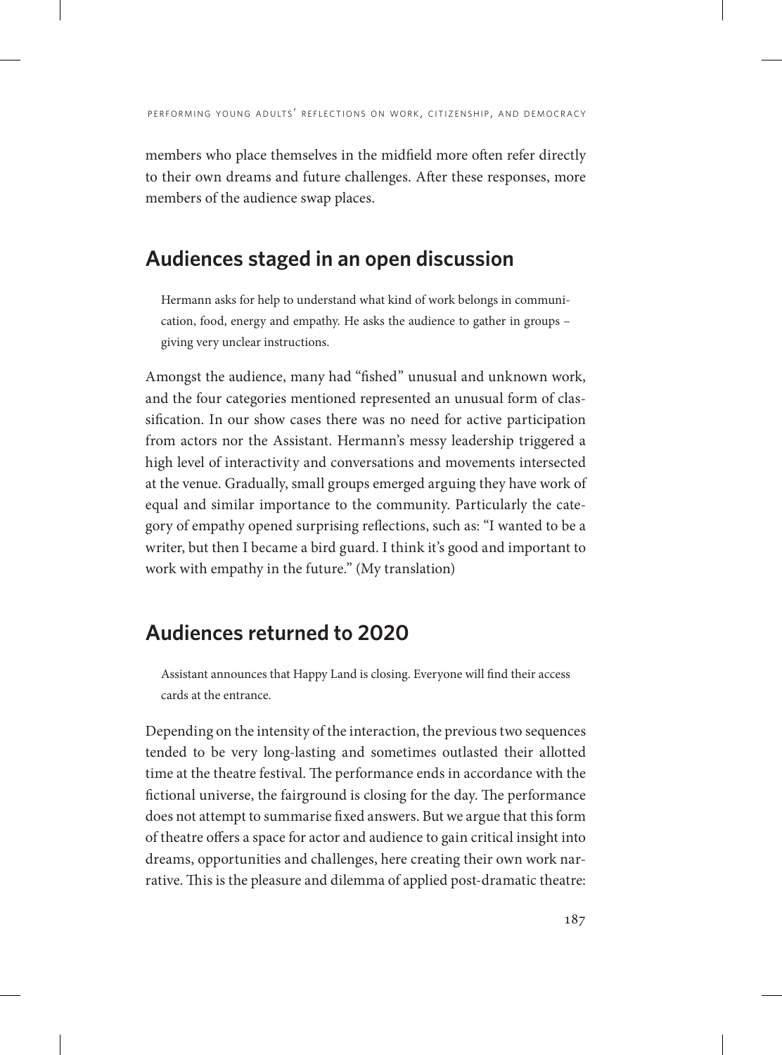members who place themselves in the midfield more often refer directly to their own dreams and future challenges. After these responses, more members of the audience swap places.

## Audiences staged in an open discussion

> Hermann asks for help to understand what kind of work belongs in communication, food, energy and empathy. He asks the audience to gather in groups – giving very unclear instructions.

Amongst the audience, many had "fished" unusual and unknown work, and the four categories mentioned represented an unusual form of classification. In our show cases there was no need for active participation from actors nor the Assistant. Hermann's messy leadership triggered a high level of interactivity and conversations and movements intersected at the venue. Gradually, small groups emerged arguing they have work of equal and similar importance to the community. Particularly the category of empathy opened surprising reflections, such as: "I wanted to be a writer, but then I became a bird guard. I think it's good and important to work with empathy in the future." (My translation)

## Audiences returned to 2020

> Assistant announces that Happy Land is closing. Everyone will find their access cards at the entrance.

Depending on the intensity of the interaction, the previous two sequences tended to be very long-lasting and sometimes outlasted their allotted time at the theatre festival. The performance ends in accordance with the fictional universe, the fairground is closing for the day. The performance does not attempt to summarise fixed answers. But we argue that this form of theatre offers a space for actor and audience to gain critical insight into dreams, opportunities and challenges, here creating their own work narrative. This is the pleasure and dilemma of applied post-dramatic theatre: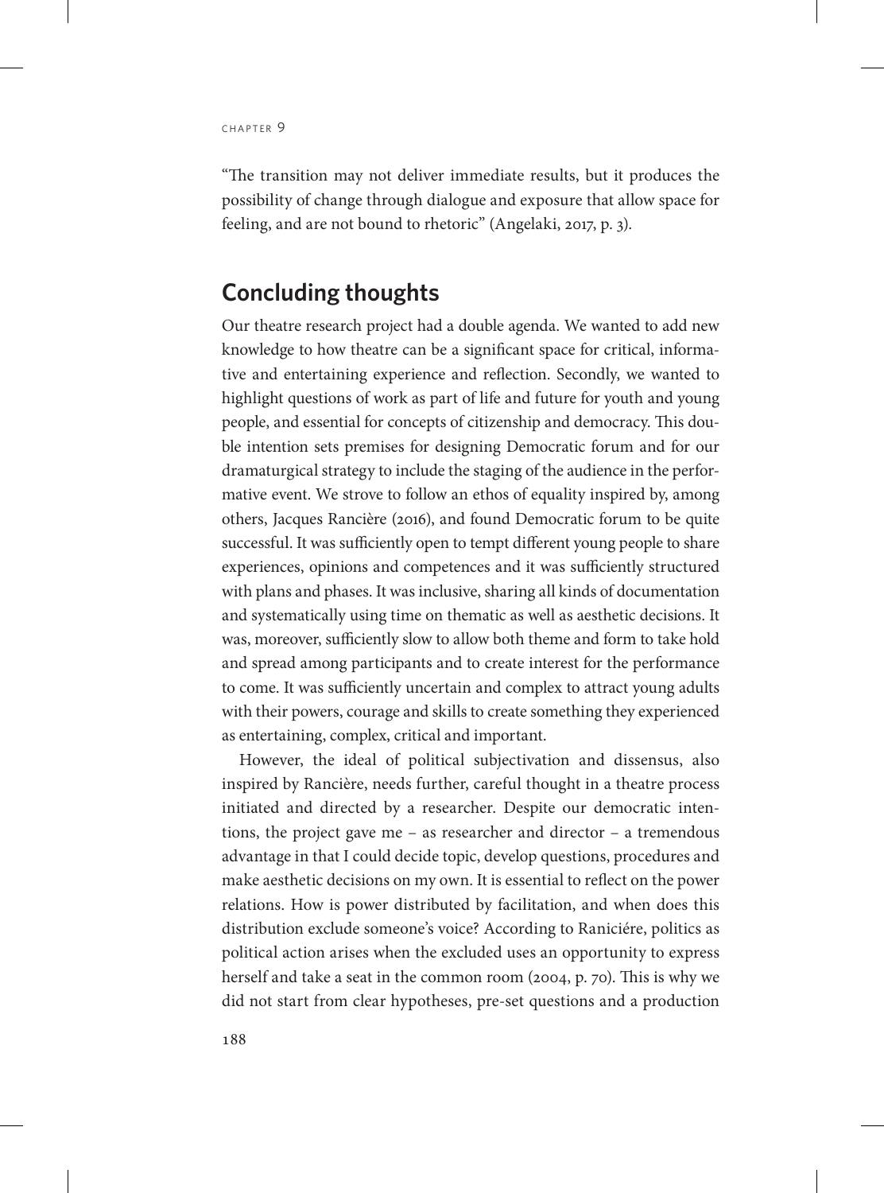"The transition may not deliver immediate results, but it produces the possibility of change through dialogue and exposure that allow space for feeling, and are not bound to rhetoric" (Angelaki, 2017, p. 3).

## Concluding thoughts

Our theatre research project had a double agenda. We wanted to add new knowledge to how theatre can be a significant space for critical, informative and entertaining experience and reflection. Secondly, we wanted to highlight questions of work as part of life and future for youth and young people, and essential for concepts of citizenship and democracy. This double intention sets premises for designing Democratic forum and for our dramaturgical strategy to include the staging of the audience in the performative event. We strove to follow an ethos of equality inspired by, among others, Jacques Rancière (2016), and found Democratic forum to be quite successful. It was sufficiently open to tempt different young people to share experiences, opinions and competences and it was sufficiently structured with plans and phases. It was inclusive, sharing all kinds of documentation and systematically using time on thematic as well as aesthetic decisions. It was, moreover, sufficiently slow to allow both theme and form to take hold and spread among participants and to create interest for the performance to come. It was sufficiently uncertain and complex to attract young adults with their powers, courage and skills to create something they experienced as entertaining, complex, critical and important.

However, the ideal of political subjectivation and dissensus, also inspired by Rancière, needs further, careful thought in a theatre process initiated and directed by a researcher. Despite our democratic intentions, the project gave me – as researcher and director – a tremendous advantage in that I could decide topic, develop questions, procedures and make aesthetic decisions on my own. It is essential to reflect on the power relations. How is power distributed by facilitation, and when does this distribution exclude someone's voice? According to Raniciére, politics as political action arises when the excluded uses an opportunity to express herself and take a seat in the common room (2004, p. 70). This is why we did not start from clear hypotheses, pre-set questions and a production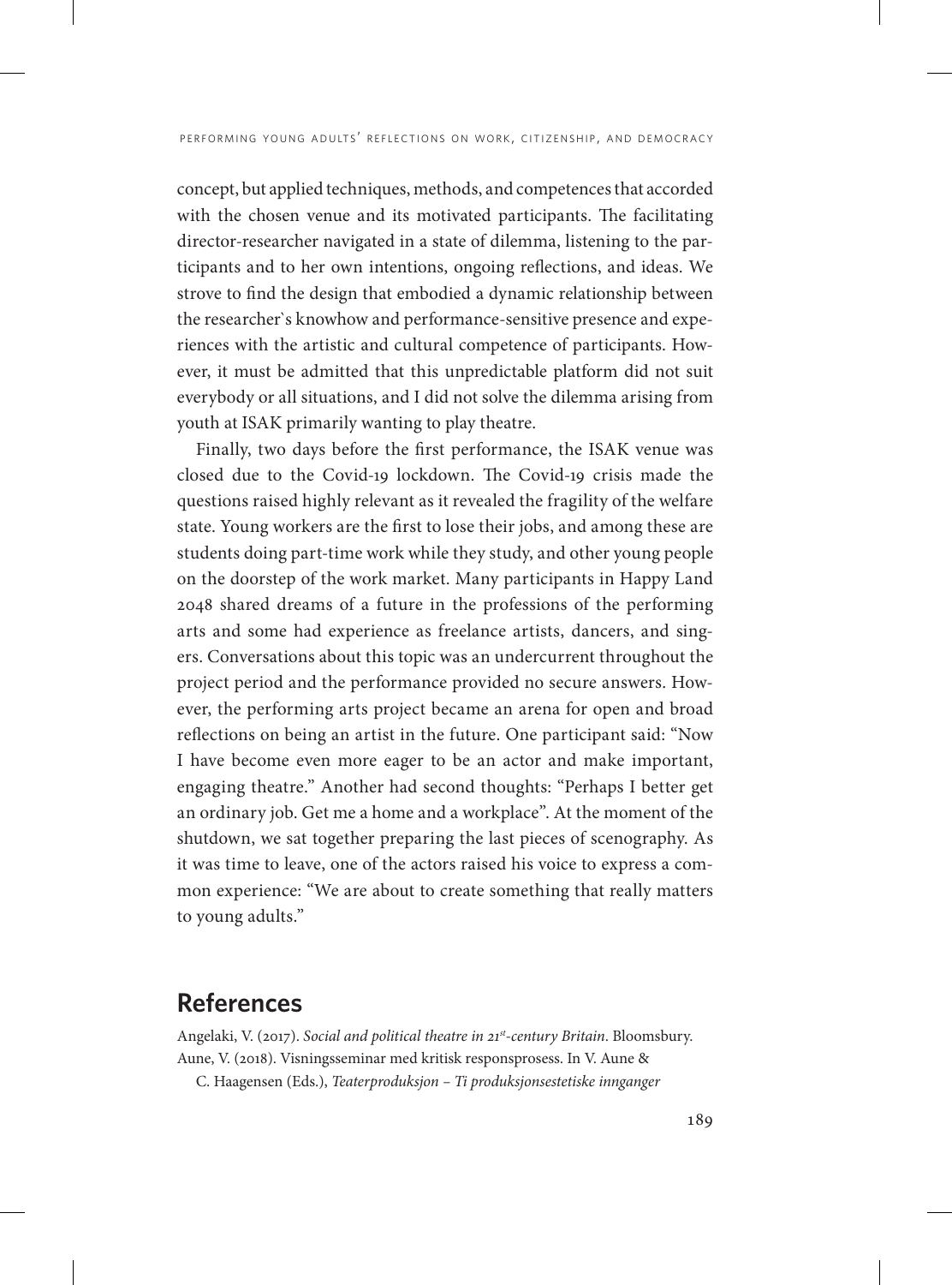concept, but applied techniques, methods, and competences that accorded with the chosen venue and its motivated participants. The facilitating director-researcher navigated in a state of dilemma, listening to the participants and to her own intentions, ongoing reflections, and ideas. We strove to find the design that embodied a dynamic relationship between the researcher`s knowhow and performance-sensitive presence and experiences with the artistic and cultural competence of participants. However, it must be admitted that this unpredictable platform did not suit everybody or all situations, and I did not solve the dilemma arising from youth at ISAK primarily wanting to play theatre.

Finally, two days before the first performance, the ISAK venue was closed due to the Covid-19 lockdown. The Covid-19 crisis made the questions raised highly relevant as it revealed the fragility of the welfare state. Young workers are the first to lose their jobs, and among these are students doing part-time work while they study, and other young people on the doorstep of the work market. Many participants in Happy Land 2048 shared dreams of a future in the professions of the performing arts and some had experience as freelance artists, dancers, and singers. Conversations about this topic was an undercurrent throughout the project period and the performance provided no secure answers. However, the performing arts project became an arena for open and broad reflections on being an artist in the future. One participant said: "Now I have become even more eager to be an actor and make important, engaging theatre." Another had second thoughts: "Perhaps I better get an ordinary job. Get me a home and a workplace". At the moment of the shutdown, we sat together preparing the last pieces of scenography. As it was time to leave, one of the actors raised his voice to express a common experience: "We are about to create something that really matters to young adults."

## References

Angelaki, V. (2017). *Social and political theatre in 21st-century Britain*. Bloomsbury.

Aune, V. (2018). Visningsseminar med kritisk responsprosess. In V. Aune & C. Haagensen (Eds.), *Teaterproduksjon – Ti produksjonsestetiske innganger*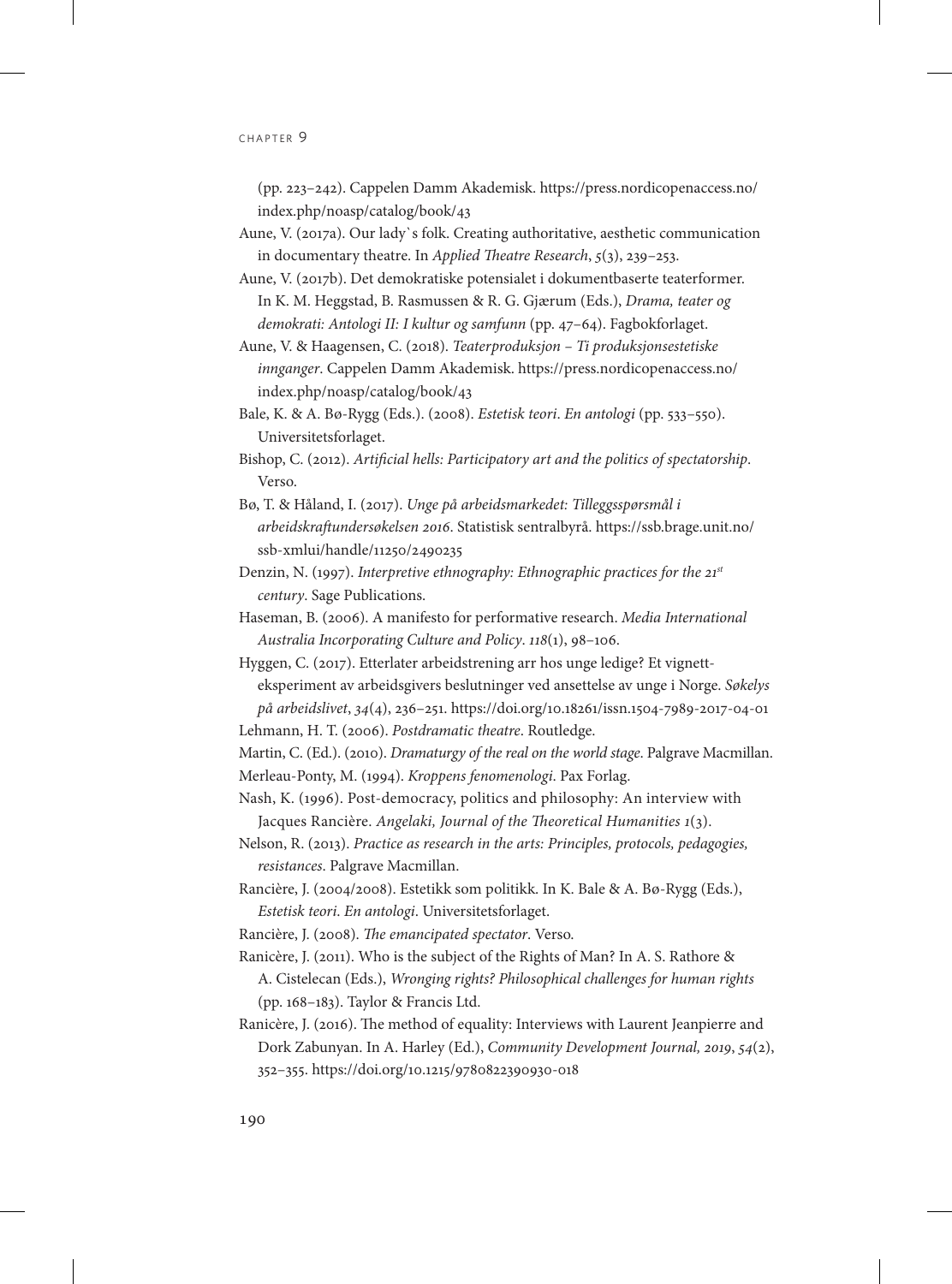(pp. 223–242). Cappelen Damm Akademisk. https://press.nordicopenaccess.no/index.php/noasp/catalog/book/43

Aune, V. (2017a). Our lady`s folk. Creating authoritative, aesthetic communication in documentary theatre. In *Applied Theatre Research*, *5*(3), 239–253.

Aune, V. (2017b). Det demokratiske potensialet i dokumentbaserte teaterformer. In K. M. Heggstad, B. Rasmussen & R. G. Gjærum (Eds.), *Drama, teater og demokrati: Antologi II: I kultur og samfunn* (pp. 47–64). Fagbokforlaget.

Aune, V. & Haagensen, C. (2018). *Teaterproduksjon – Ti produksjonsestetiske innganger*. Cappelen Damm Akademisk. https://press.nordicopenaccess.no/index.php/noasp/catalog/book/43

Bale, K. & A. Bø-Rygg (Eds.). (2008). *Estetisk teori. En antologi* (pp. 533–550). Universitetsforlaget.

Bishop, C. (2012). *Artificial hells: Participatory art and the politics of spectatorship*. Verso.

Bø, T. & Håland, I. (2017). *Unge på arbeidsmarkedet: Tilleggsspørsmål i arbeidskraftundersøkelsen 2016*. Statistisk sentralbyrå. https://ssb.brage.unit.no/ssb-xmlui/handle/11250/2490235

Denzin, N. (1997). *Interpretive ethnography: Ethnographic practices for the 21st century*. Sage Publications.

Haseman, B. (2006). A manifesto for performative research. *Media International Australia Incorporating Culture and Policy*. *118*(1), 98–106.

Hyggen, C. (2017). Etterlater arbeidstrening arr hos unge ledige? Et vignett-eksperiment av arbeidsgivers beslutninger ved ansettelse av unge i Norge. *Søkelys på arbeidslivet*, *34*(4), 236–251. https://doi.org/10.18261/issn.1504-7989-2017-04-01

Lehmann, H. T. (2006). *Postdramatic theatre*. Routledge.

Martin, C. (Ed.). (2010). *Dramaturgy of the real on the world stage*. Palgrave Macmillan.

Merleau-Ponty, M. (1994). *Kroppens fenomenologi*. Pax Forlag.

Nash, K. (1996). Post-democracy, politics and philosophy: An interview with Jacques Rancière. *Angelaki, Journal of the Theoretical Humanities 1*(3).

Nelson, R. (2013). *Practice as research in the arts: Principles, protocols, pedagogies, resistances*. Palgrave Macmillan.

Rancière, J. (2004/2008). Estetikk som politikk. In K. Bale & A. Bø-Rygg (Eds.), *Estetisk teori. En antologi*. Universitetsforlaget.

Rancière, J. (2008). *The emancipated spectator*. Verso.

Ranicère, J. (2011). Who is the subject of the Rights of Man? In A. S. Rathore & A. Cistelecan (Eds.), *Wronging rights? Philosophical challenges for human rights* (pp. 168–183). Taylor & Francis Ltd.

Ranicère, J. (2016). The method of equality: Interviews with Laurent Jeanpierre and Dork Zabunyan. In A. Harley (Ed.), *Community Development Journal, 2019*, *54*(2), 352–355. https://doi.org/10.1215/9780822390930-018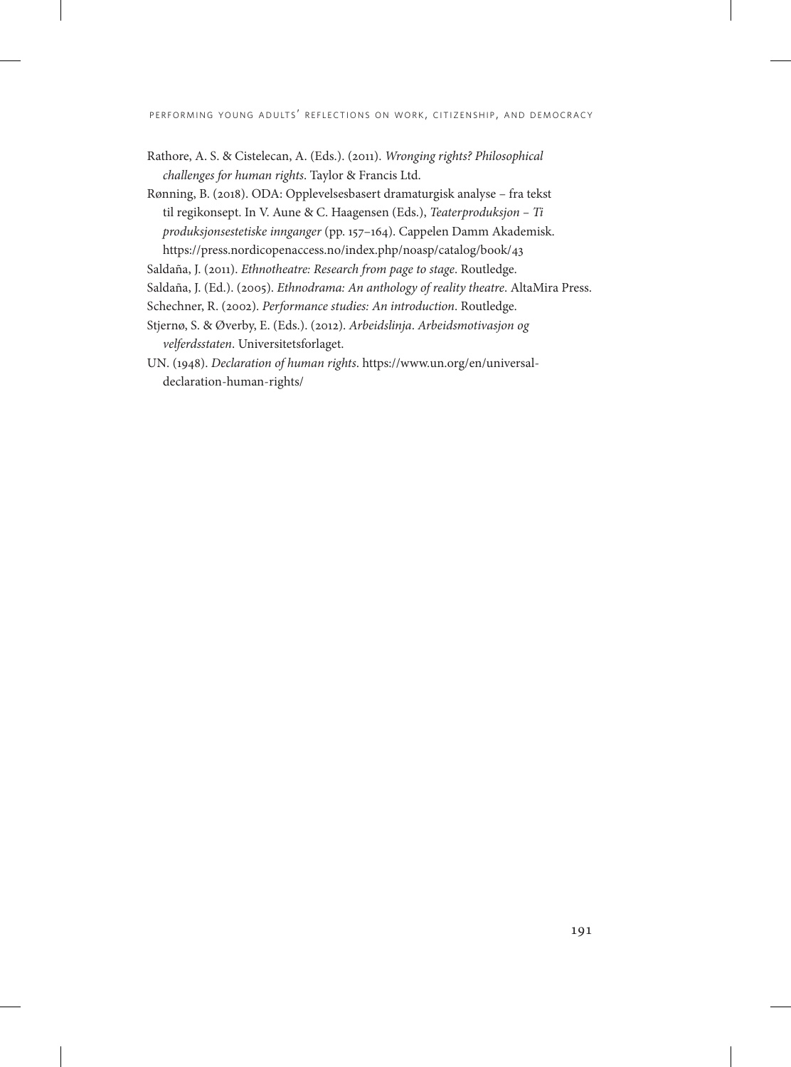Rathore, A. S. & Cistelecan, A. (Eds.). (2011). *Wronging rights? Philosophical challenges for human rights*. Taylor & Francis Ltd.

Rønning, B. (2018). ODA: Opplevelsesbasert dramaturgisk analyse – fra tekst til regikonsept. In V. Aune & C. Haagensen (Eds.), *Teaterproduksjon – Ti produksjonsestetiske innganger* (pp. 157–164). Cappelen Damm Akademisk. https://press.nordicopenaccess.no/index.php/noasp/catalog/book/43

Saldaña, J. (2011). *Ethnotheatre: Research from page to stage*. Routledge.

Saldaña, J. (Ed.). (2005). *Ethnodrama: An anthology of reality theatre*. AltaMira Press.

Schechner, R. (2002). *Performance studies: An introduction*. Routledge.

Stjernø, S. & Øverby, E. (Eds.). (2012). *Arbeidslinja. Arbeidsmotivasjon og velferdsstaten*. Universitetsforlaget.

UN. (1948). *Declaration of human rights*. https://www.un.org/en/universal-declaration-human-rights/